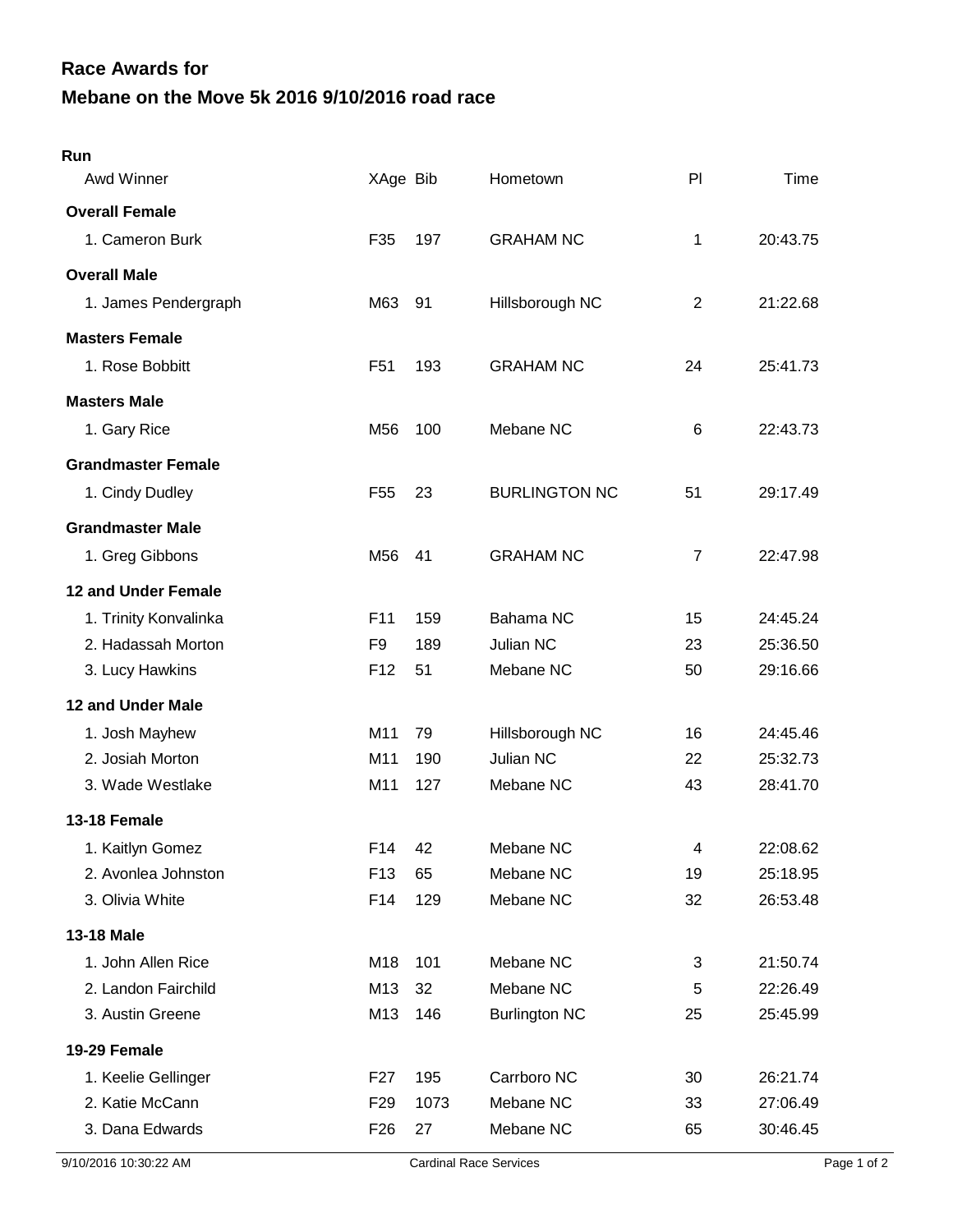# Race Awards for
# Mebane on the Move 5k 2016 9/10/2016 road race

**Run**

| Awd Winner | XAge | Bib | Hometown | Pl | Time |
|---|---|---|---|---|---|
| **Overall Female** | | | | | |
| 1. Cameron Burk | F35 | 197 | GRAHAM NC | 1 | 20:43.75 |
| **Overall Male** | | | | | |
| 1. James Pendergraph | M63 | 91 | Hillsborough NC | 2 | 21:22.68 |
| **Masters Female** | | | | | |
| 1. Rose Bobbitt | F51 | 193 | GRAHAM NC | 24 | 25:41.73 |
| **Masters Male** | | | | | |
| 1. Gary Rice | M56 | 100 | Mebane NC | 6 | 22:43.73 |
| **Grandmaster Female** | | | | | |
| 1. Cindy Dudley | F55 | 23 | BURLINGTON NC | 51 | 29:17.49 |
| **Grandmaster Male** | | | | | |
| 1. Greg Gibbons | M56 | 41 | GRAHAM NC | 7 | 22:47.98 |
| **12 and Under Female** | | | | | |
| 1. Trinity Konvalinka | F11 | 159 | Bahama NC | 15 | 24:45.24 |
| 2. Hadassah Morton | F9 | 189 | Julian NC | 23 | 25:36.50 |
| 3. Lucy Hawkins | F12 | 51 | Mebane NC | 50 | 29:16.66 |
| **12 and Under Male** | | | | | |
| 1. Josh Mayhew | M11 | 79 | Hillsborough NC | 16 | 24:45.46 |
| 2. Josiah Morton | M11 | 190 | Julian NC | 22 | 25:32.73 |
| 3. Wade Westlake | M11 | 127 | Mebane NC | 43 | 28:41.70 |
| **13-18 Female** | | | | | |
| 1. Kaitlyn Gomez | F14 | 42 | Mebane NC | 4 | 22:08.62 |
| 2. Avonlea Johnston | F13 | 65 | Mebane NC | 19 | 25:18.95 |
| 3. Olivia White | F14 | 129 | Mebane NC | 32 | 26:53.48 |
| **13-18 Male** | | | | | |
| 1. John Allen Rice | M18 | 101 | Mebane NC | 3 | 21:50.74 |
| 2. Landon Fairchild | M13 | 32 | Mebane NC | 5 | 22:26.49 |
| 3. Austin Greene | M13 | 146 | Burlington NC | 25 | 25:45.99 |
| **19-29 Female** | | | | | |
| 1. Keelie Gellinger | F27 | 195 | Carrboro NC | 30 | 26:21.74 |
| 2. Katie McCann | F29 | 1073 | Mebane NC | 33 | 27:06.49 |
| 3. Dana Edwards | F26 | 27 | Mebane NC | 65 | 30:46.45 |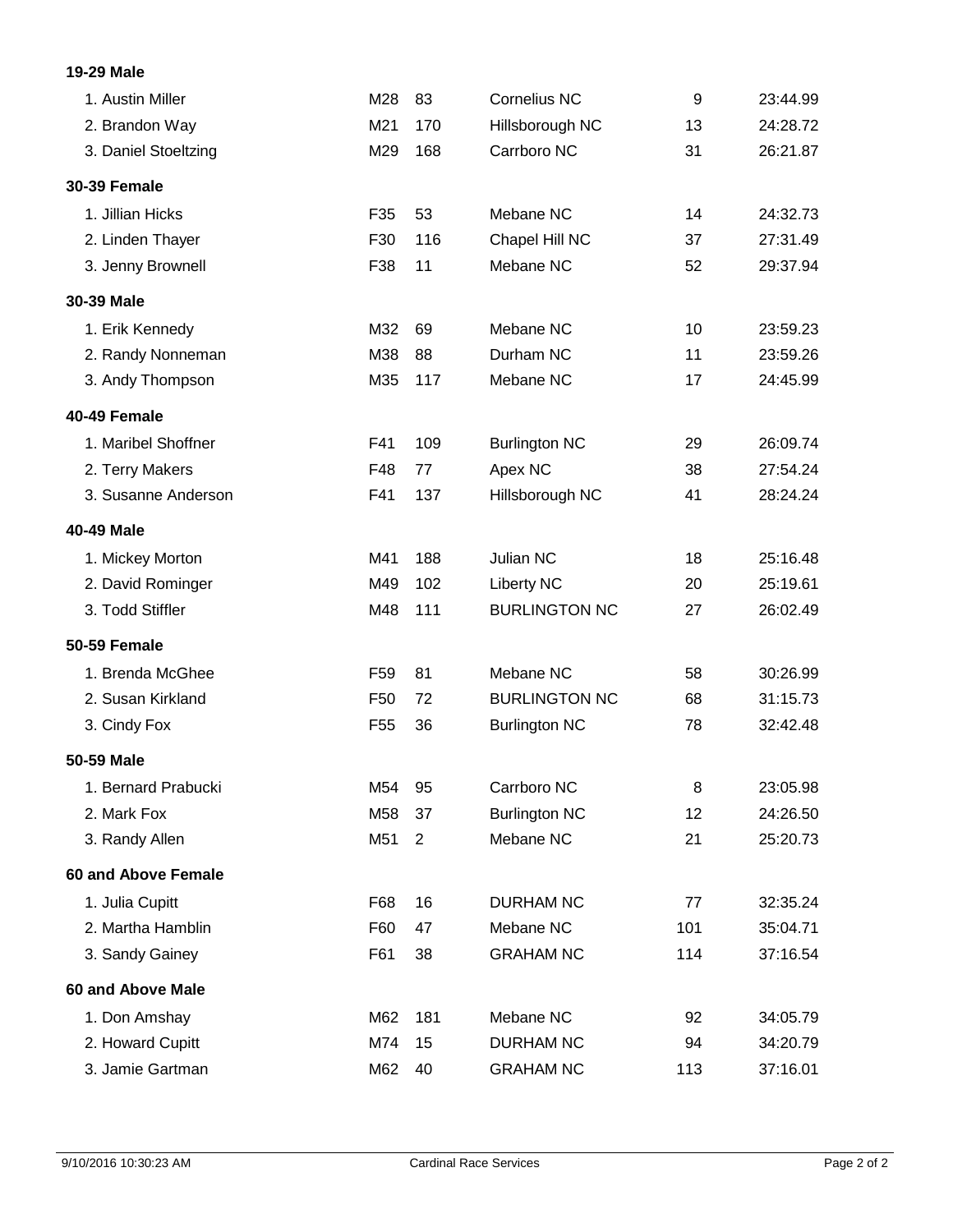**19-29 Male**

| | | | | | |
|---|---|---|---|---|---|
| 1. Austin Miller | M28 | 83 | Cornelius NC | 9 | 23:44.99 |
| 2. Brandon Way | M21 | 170 | Hillsborough NC | 13 | 24:28.72 |
| 3. Daniel Stoeltzing | M29 | 168 | Carrboro NC | 31 | 26:21.87 |

**30-39 Female**

| | | | | | |
|---|---|---|---|---|---|
| 1. Jillian Hicks | F35 | 53 | Mebane NC | 14 | 24:32.73 |
| 2. Linden Thayer | F30 | 116 | Chapel Hill NC | 37 | 27:31.49 |
| 3. Jenny Brownell | F38 | 11 | Mebane NC | 52 | 29:37.94 |

**30-39 Male**

| | | | | | |
|---|---|---|---|---|---|
| 1. Erik Kennedy | M32 | 69 | Mebane NC | 10 | 23:59.23 |
| 2. Randy Nonneman | M38 | 88 | Durham NC | 11 | 23:59.26 |
| 3. Andy Thompson | M35 | 117 | Mebane NC | 17 | 24:45.99 |

**40-49 Female**

| | | | | | |
|---|---|---|---|---|---|
| 1. Maribel Shoffner | F41 | 109 | Burlington NC | 29 | 26:09.74 |
| 2. Terry Makers | F48 | 77 | Apex NC | 38 | 27:54.24 |
| 3. Susanne Anderson | F41 | 137 | Hillsborough NC | 41 | 28:24.24 |

**40-49 Male**

| | | | | | |
|---|---|---|---|---|---|
| 1. Mickey Morton | M41 | 188 | Julian NC | 18 | 25:16.48 |
| 2. David Rominger | M49 | 102 | Liberty NC | 20 | 25:19.61 |
| 3. Todd Stiffler | M48 | 111 | BURLINGTON NC | 27 | 26:02.49 |

**50-59 Female**

| | | | | | |
|---|---|---|---|---|---|
| 1. Brenda McGhee | F59 | 81 | Mebane NC | 58 | 30:26.99 |
| 2. Susan Kirkland | F50 | 72 | BURLINGTON NC | 68 | 31:15.73 |
| 3. Cindy Fox | F55 | 36 | Burlington NC | 78 | 32:42.48 |

**50-59 Male**

| | | | | | |
|---|---|---|---|---|---|
| 1. Bernard Prabucki | M54 | 95 | Carrboro NC | 8 | 23:05.98 |
| 2. Mark Fox | M58 | 37 | Burlington NC | 12 | 24:26.50 |
| 3. Randy Allen | M51 | 2 | Mebane NC | 21 | 25:20.73 |

**60 and Above Female**

| | | | | | |
|---|---|---|---|---|---|
| 1. Julia Cupitt | F68 | 16 | DURHAM NC | 77 | 32:35.24 |
| 2. Martha Hamblin | F60 | 47 | Mebane NC | 101 | 35:04.71 |
| 3. Sandy Gainey | F61 | 38 | GRAHAM NC | 114 | 37:16.54 |

**60 and Above Male**

| | | | | | |
|---|---|---|---|---|---|
| 1. Don Amshay | M62 | 181 | Mebane NC | 92 | 34:05.79 |
| 2. Howard Cupitt | M74 | 15 | DURHAM NC | 94 | 34:20.79 |
| 3. Jamie Gartman | M62 | 40 | GRAHAM NC | 113 | 37:16.01 |